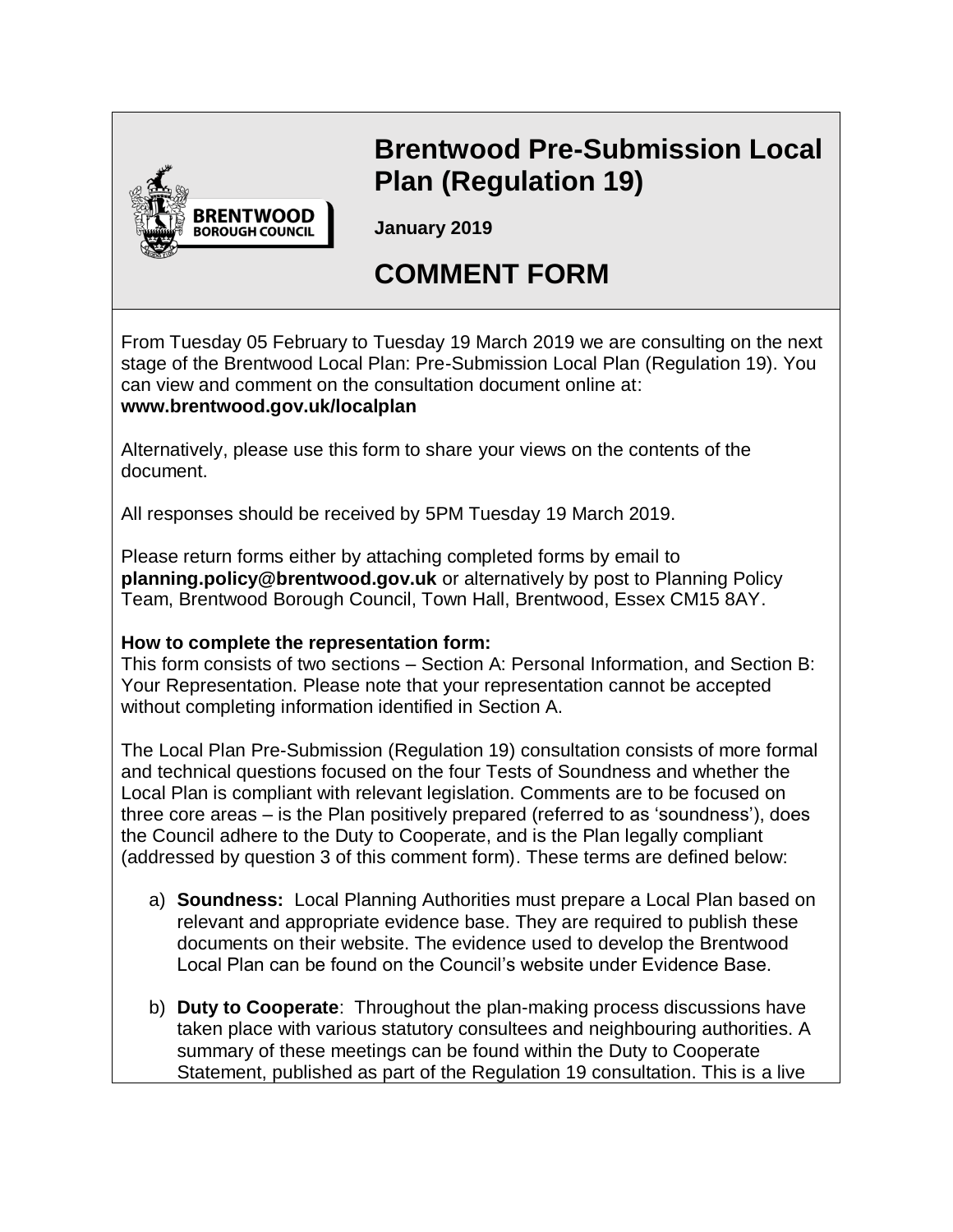# Brentwood Pre-Submission Local Plan (Regulation 19)

**January 2019**

# COMMENT FORM

From Tuesday 05 February to Tuesday 19 March 2019 we are consulting on the next stage of the Brentwood Local Plan: Pre-Submission Local Plan (Regulation 19). You can view and comment on the consultation document online at:
**www.brentwood.gov.uk/localplan**

Alternatively, please use this form to share your views on the contents of the document.

All responses should be received by 5PM Tuesday 19 March 2019.

Please return forms either by attaching completed forms by email to **planning.policy@brentwood.gov.uk** or alternatively by post to Planning Policy Team, Brentwood Borough Council, Town Hall, Brentwood, Essex CM15 8AY.

**How to complete the representation form:**
This form consists of two sections – Section A: Personal Information, and Section B: Your Representation. Please note that your representation cannot be accepted without completing information identified in Section A.

The Local Plan Pre-Submission (Regulation 19) consultation consists of more formal and technical questions focused on the four Tests of Soundness and whether the Local Plan is compliant with relevant legislation. Comments are to be focused on three core areas – is the Plan positively prepared (referred to as 'soundness'), does the Council adhere to the Duty to Cooperate, and is the Plan legally compliant (addressed by question 3 of this comment form). These terms are defined below:

a) **Soundness:** Local Planning Authorities must prepare a Local Plan based on relevant and appropriate evidence base. They are required to publish these documents on their website. The evidence used to develop the Brentwood Local Plan can be found on the Council's website under Evidence Base.

b) **Duty to Cooperate**: Throughout the plan-making process discussions have taken place with various statutory consultees and neighbouring authorities. A summary of these meetings can be found within the Duty to Cooperate Statement, published as part of the Regulation 19 consultation. This is a live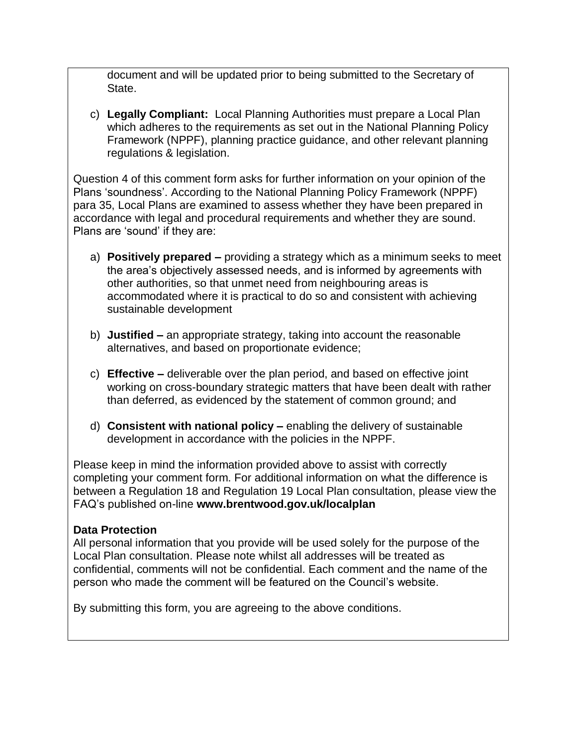document and will be updated prior to being submitted to the Secretary of State.

c) **Legally Compliant:** Local Planning Authorities must prepare a Local Plan which adheres to the requirements as set out in the National Planning Policy Framework (NPPF), planning practice guidance, and other relevant planning regulations & legislation.

Question 4 of this comment form asks for further information on your opinion of the Plans 'soundness'. According to the National Planning Policy Framework (NPPF) para 35, Local Plans are examined to assess whether they have been prepared in accordance with legal and procedural requirements and whether they are sound. Plans are 'sound' if they are:

a) **Positively prepared –** providing a strategy which as a minimum seeks to meet the area's objectively assessed needs, and is informed by agreements with other authorities, so that unmet need from neighbouring areas is accommodated where it is practical to do so and consistent with achieving sustainable development

b) **Justified –** an appropriate strategy, taking into account the reasonable alternatives, and based on proportionate evidence;

c) **Effective –** deliverable over the plan period, and based on effective joint working on cross-boundary strategic matters that have been dealt with rather than deferred, as evidenced by the statement of common ground; and

d) **Consistent with national policy –** enabling the delivery of sustainable development in accordance with the policies in the NPPF.

Please keep in mind the information provided above to assist with correctly completing your comment form. For additional information on what the difference is between a Regulation 18 and Regulation 19 Local Plan consultation, please view the FAQ's published on-line **www.brentwood.gov.uk/localplan**

**Data Protection**

All personal information that you provide will be used solely for the purpose of the Local Plan consultation. Please note whilst all addresses will be treated as confidential, comments will not be confidential. Each comment and the name of the person who made the comment will be featured on the Council's website.

By submitting this form, you are agreeing to the above conditions.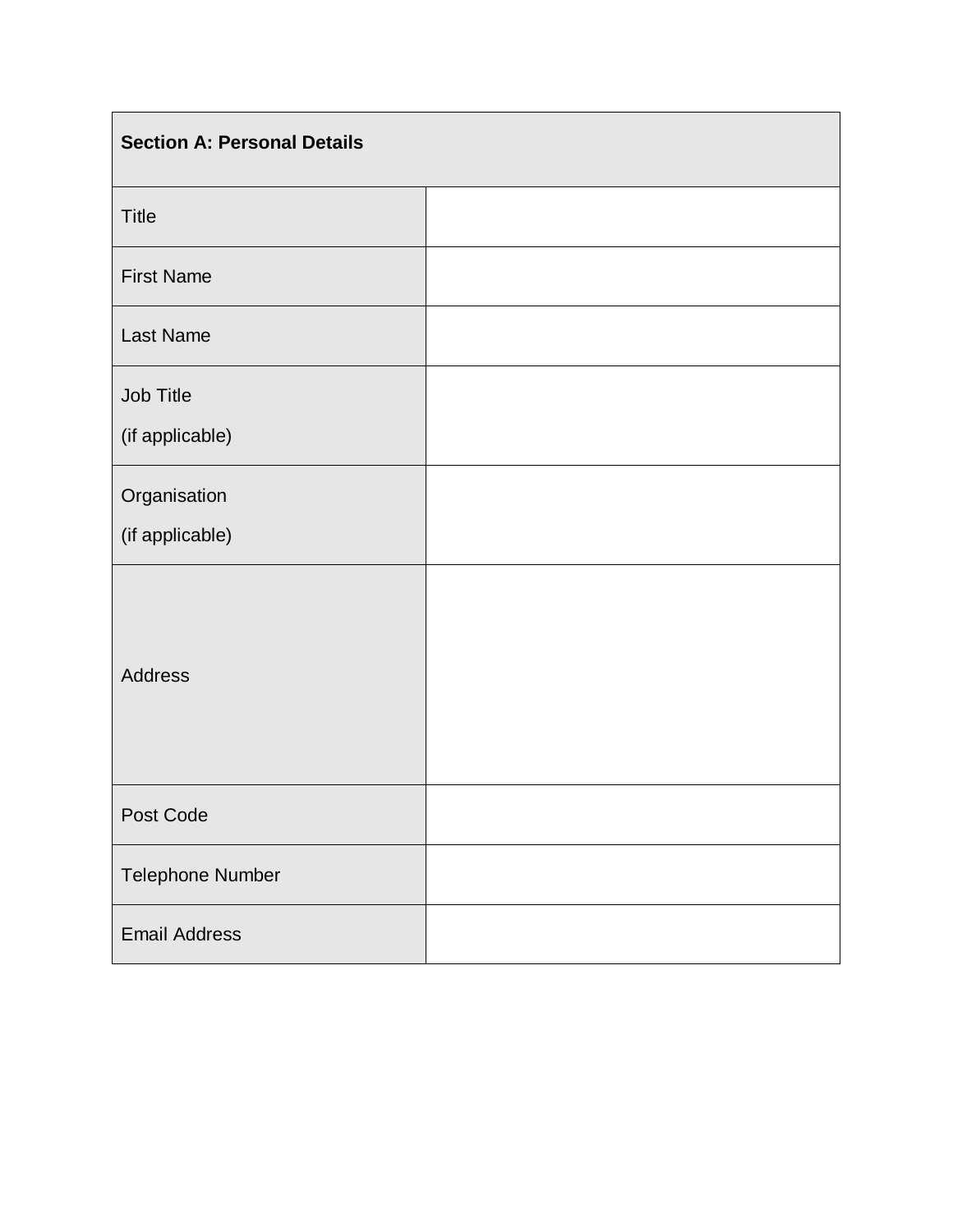| Section A: Personal Details | |
|---|---|
| Title | |
| First Name | |
| Last Name | |
| Job Title (if applicable) | |
| Organisation (if applicable) | |
| Address | |
| Post Code | |
| Telephone Number | |
| Email Address | |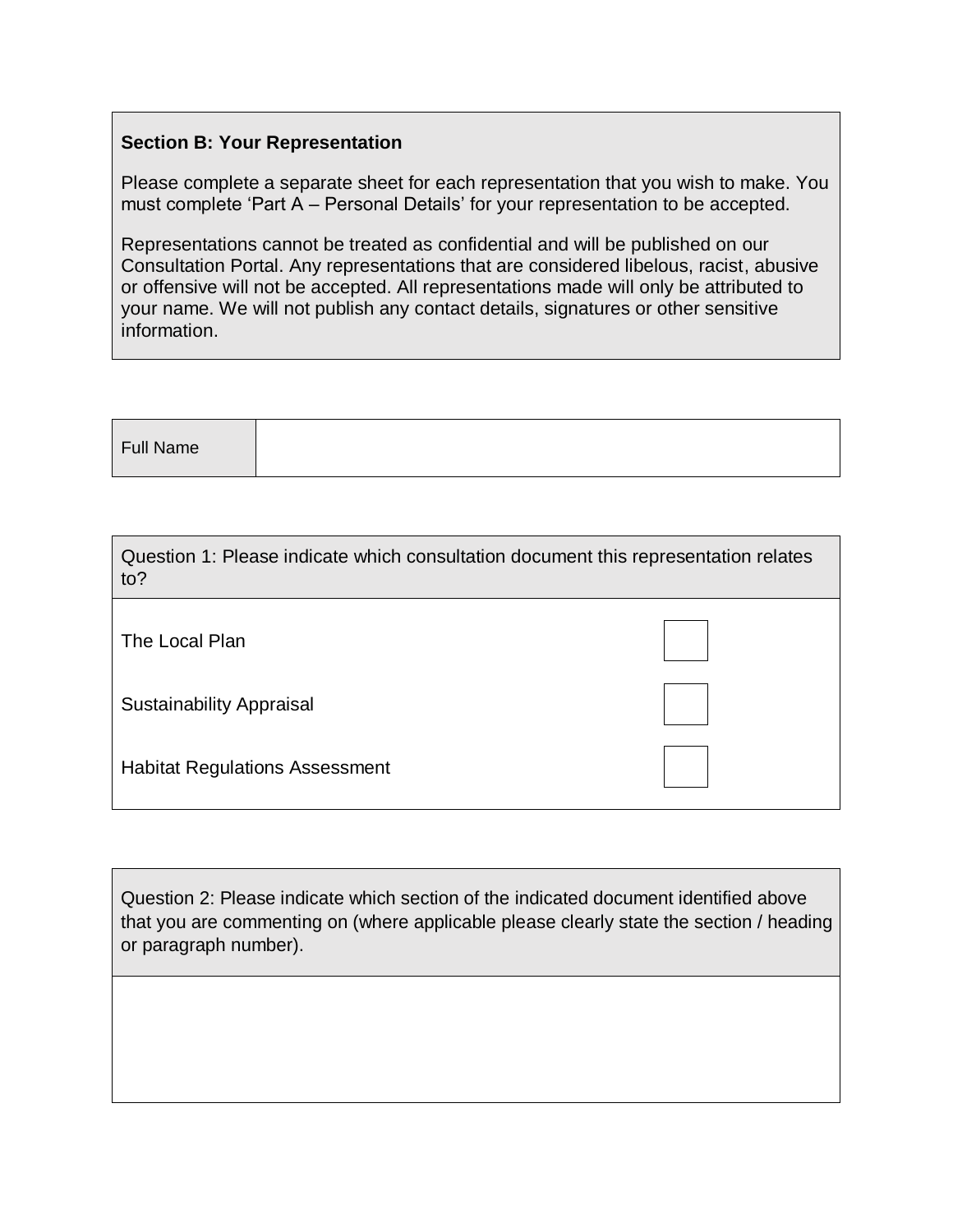**Section B: Your Representation**

Please complete a separate sheet for each representation that you wish to make. You must complete 'Part A – Personal Details' for your representation to be accepted.

Representations cannot be treated as confidential and will be published on our Consultation Portal. Any representations that are considered libelous, racist, abusive or offensive will not be accepted. All representations made will only be attributed to your name. We will not publish any contact details, signatures or other sensitive information.

| Full Name | |
|---|---|

| Question 1: Please indicate which consultation document this representation relates to? | |
|---|---|
| The Local Plan | ☐ |
| Sustainability Appraisal | ☐ |
| Habitat Regulations Assessment | ☐ |

| Question 2: Please indicate which section of the indicated document identified above that you are commenting on (where applicable please clearly state the section / heading or paragraph number). |
|---|
| |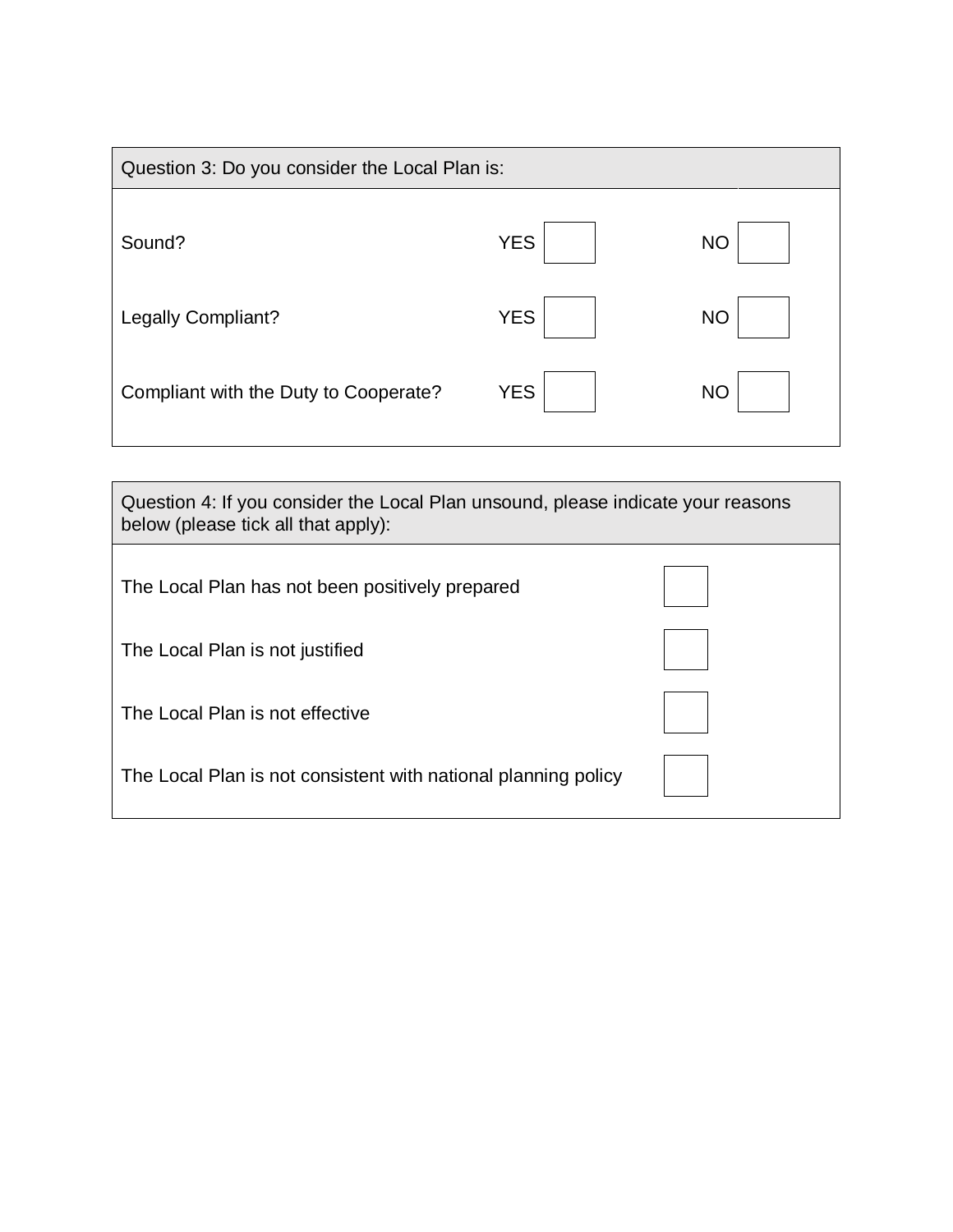| Question 3: Do you consider the Local Plan is: | | |
|---|---|---|
| Sound? | YES ☐ | NO ☐ |
| Legally Compliant? | YES ☐ | NO ☐ |
| Compliant with the Duty to Cooperate? | YES ☐ | NO ☐ |

| Question 4: If you consider the Local Plan unsound, please indicate your reasons below (please tick all that apply): | |
|---|---|
| The Local Plan has not been positively prepared | ☐ |
| The Local Plan is not justified | ☐ |
| The Local Plan is not effective | ☐ |
| The Local Plan is not consistent with national planning policy | ☐ |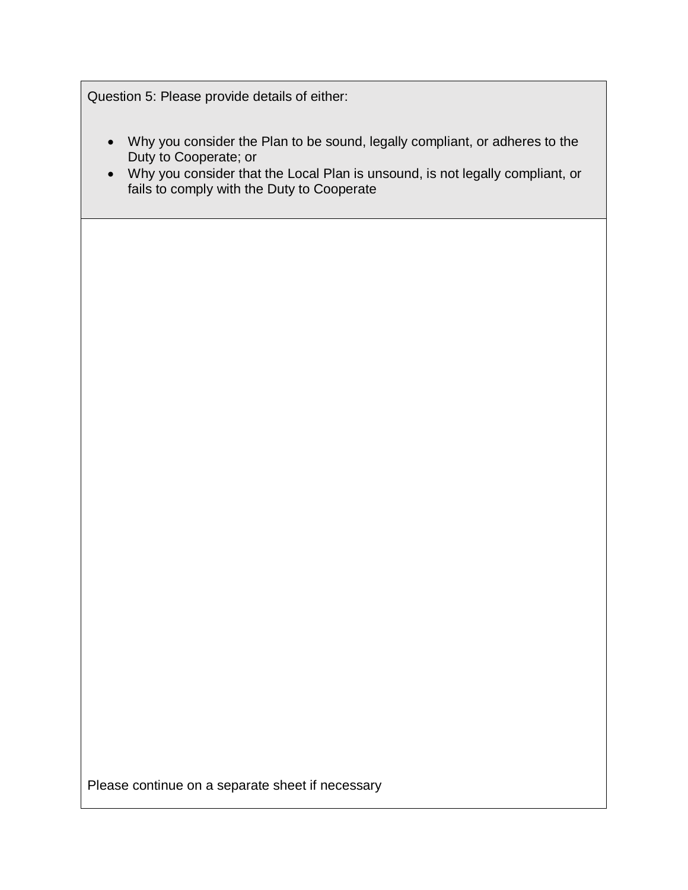Question 5: Please provide details of either:

- Why you consider the Plan to be sound, legally compliant, or adheres to the Duty to Cooperate; or
- Why you consider that the Local Plan is unsound, is not legally compliant, or fails to comply with the Duty to Cooperate

Please continue on a separate sheet if necessary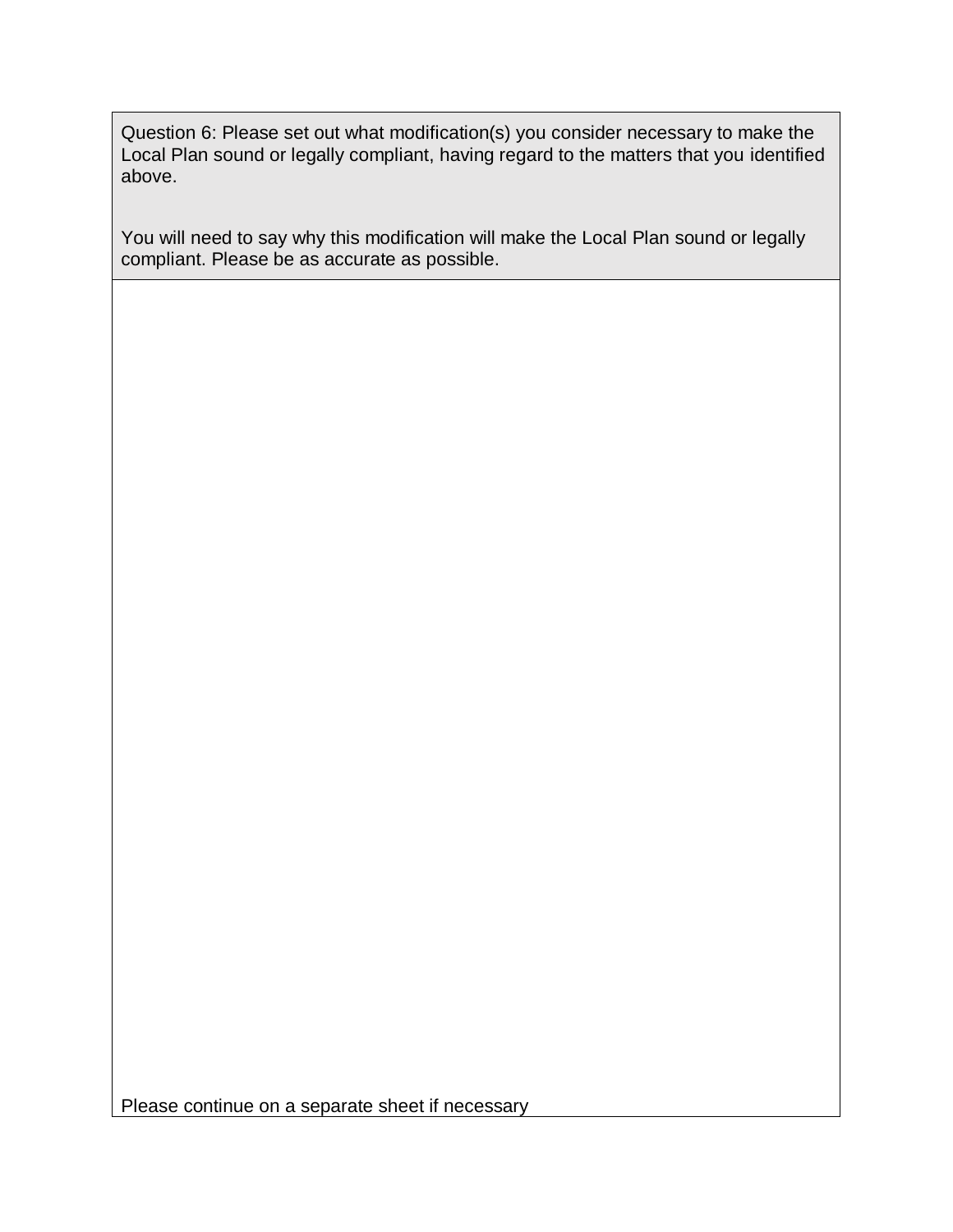| Question 6: Please set out what modification(s) you consider necessary to make the Local Plan sound or legally compliant, having regard to the matters that you identified above.<br><br>You will need to say why this modification will make the Local Plan sound or legally compliant. Please be as accurate as possible. |
| --- |
| <br><br><br><br><br><br><br><br><br><br>Please continue on a separate sheet if necessary |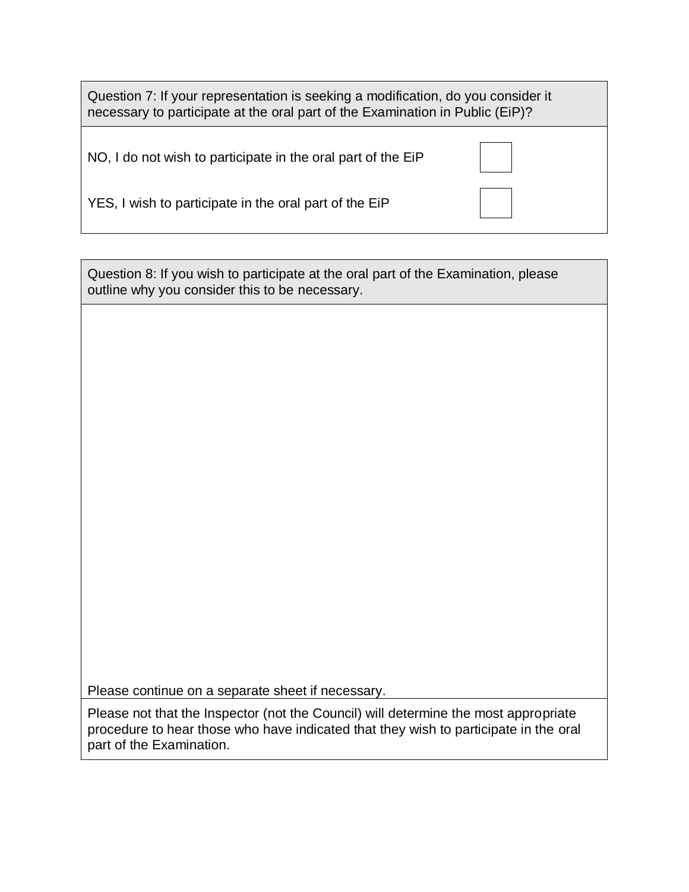| Question 7: If your representation is seeking a modification, do you consider it necessary to participate at the oral part of the Examination in Public (EiP)? | |
|---|---|
| NO, I do not wish to participate in the oral part of the EiP | ☐ |
| YES, I wish to participate in the oral part of the EiP | ☐ |

| Question 8: If you wish to participate at the oral part of the Examination, please outline why you consider this to be necessary. |
|---|
| |
| Please continue on a separate sheet if necessary. |
| Please not that the Inspector (not the Council) will determine the most appropriate procedure to hear those who have indicated that they wish to participate in the oral part of the Examination. |